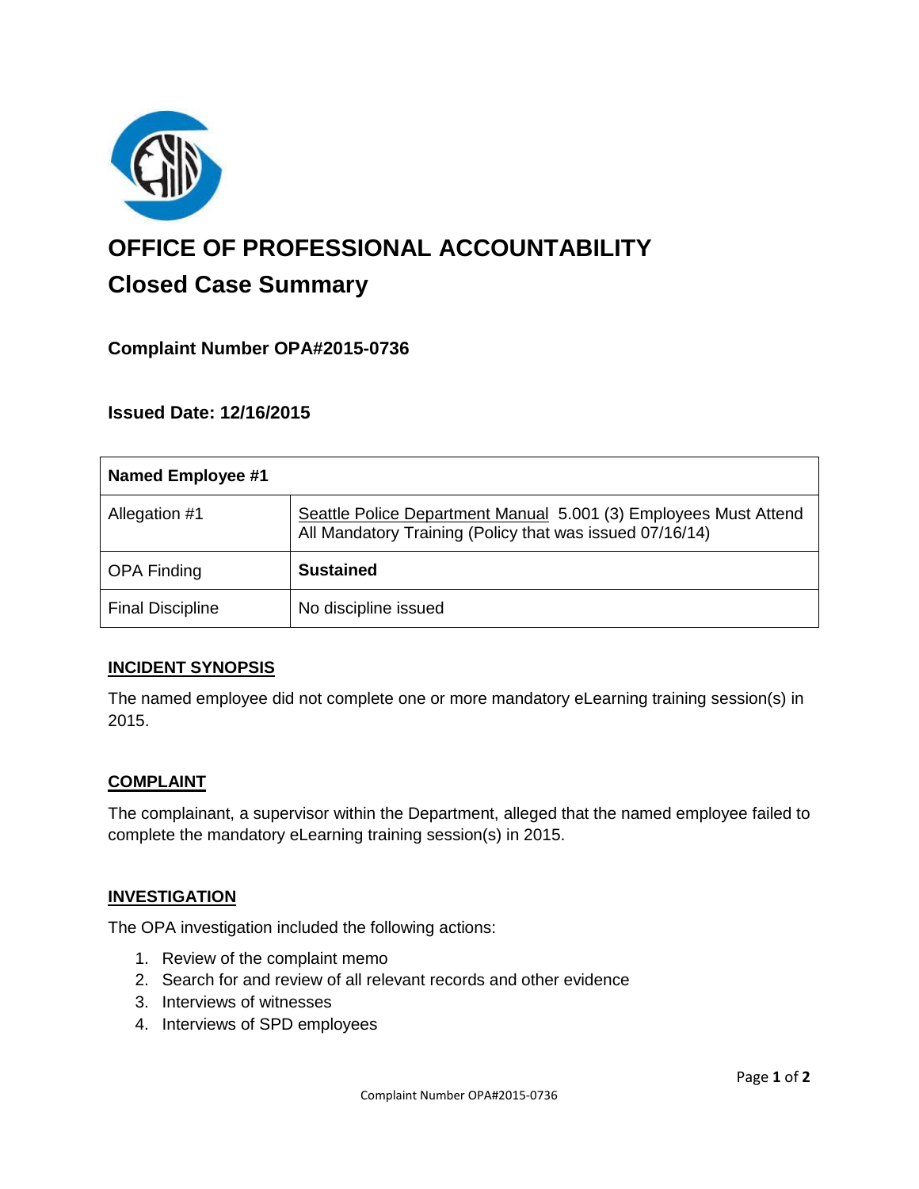# OFFICE OF PROFESSIONAL ACCOUNTABILITY

## Closed Case Summary

### Complaint Number OPA#2015-0736

### Issued Date: 12/16/2015

| Named Employee #1 | |
|---|---|
| Allegation #1 | Seattle Police Department Manual 5.001 (3) Employees Must Attend All Mandatory Training (Policy that was issued 07/16/14) |
| OPA Finding | **Sustained** |
| Final Discipline | No discipline issued |

#### INCIDENT SYNOPSIS

The named employee did not complete one or more mandatory eLearning training session(s) in 2015.

#### COMPLAINT

The complainant, a supervisor within the Department, alleged that the named employee failed to complete the mandatory eLearning training session(s) in 2015.

#### INVESTIGATION

The OPA investigation included the following actions:

1. Review of the complaint memo
2. Search for and review of all relevant records and other evidence
3. Interviews of witnesses
4. Interviews of SPD employees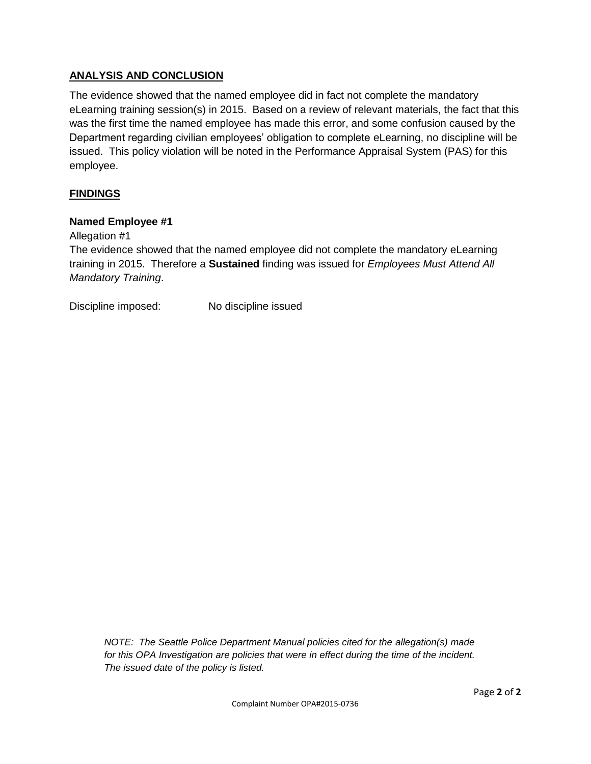## ANALYSIS AND CONCLUSION

The evidence showed that the named employee did in fact not complete the mandatory eLearning training session(s) in 2015. Based on a review of relevant materials, the fact that this was the first time the named employee has made this error, and some confusion caused by the Department regarding civilian employees' obligation to complete eLearning, no discipline will be issued. This policy violation will be noted in the Performance Appraisal System (PAS) for this employee.

## FINDINGS

**Named Employee #1**

Allegation #1

The evidence showed that the named employee did not complete the mandatory eLearning training in 2015. Therefore a **Sustained** finding was issued for *Employees Must Attend All Mandatory Training*.

Discipline imposed: No discipline issued

*NOTE: The Seattle Police Department Manual policies cited for the allegation(s) made for this OPA Investigation are policies that were in effect during the time of the incident. The issued date of the policy is listed.*

Complaint Number OPA#2015-0736